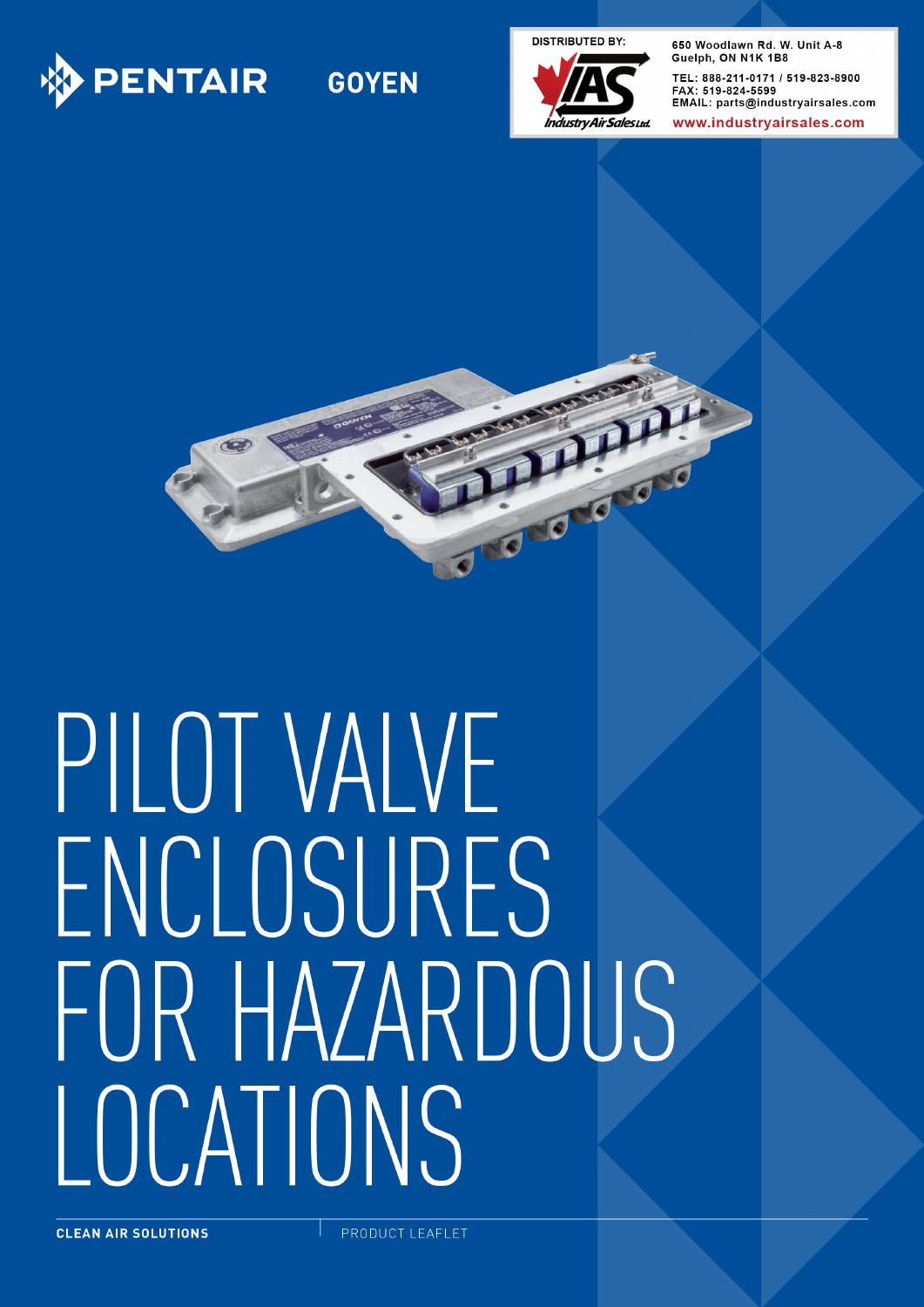PENTAIR GOYEN

DISTRIBUTED BY:

Industry Air Sales Ltd.

650 Woodlawn Rd. W. Unit A-8
Guelph, ON N1K 1B8

TEL: 888-211-0171 / 519-823-8900
FAX: 519-824-5599
EMAIL: parts@industryairsales.com

www.industryairsales.com

# PILOT VALVE ENCLOSURES FOR HAZARDOUS LOCATIONS

**CLEAN AIR SOLUTIONS** | PRODUCT LEAFLET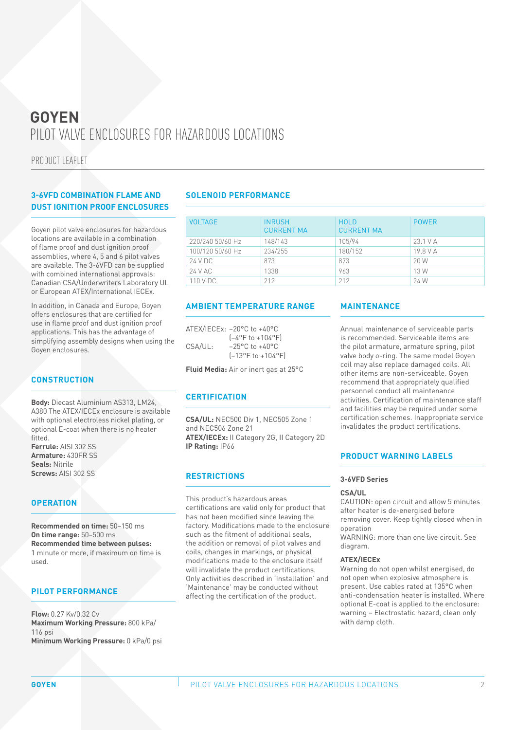# GOYEN
# PILOT VALVE ENCLOSURES FOR HAZARDOUS LOCATIONS

PRODUCT LEAFLET

## 3-6VFD COMBINATION FLAME AND DUST IGNITION PROOF ENCLOSURES

Goyen pilot valve enclosures for hazardous locations are available in a combination of flame proof and dust ignition proof assemblies, where 4, 5 and 6 pilot valves are available. The 3-6VFD can be supplied with combined international approvals: Canadian CSA/Underwriters Laboratory UL or European ATEX/International IECEx.

In addition, in Canada and Europe, Goyen offers enclosures that are certified for use in flame proof and dust ignition proof applications. This has the advantage of simplifying assembly designs when using the Goyen enclosures.

## CONSTRUCTION

**Body:** Diecast Aluminium AS313, LM24, A380 The ATEX/IECEx enclosure is available with optional electroless nickel plating, or optional E-coat when there is no heater fitted.
**Ferrule:** AISI 302 SS
**Armature:** 430FR SS
**Seals:** Nitrile
**Screws:** AISI 302 SS

## OPERATION

**Recommended on time:** 50–150 ms
**On time range:** 50–500 ms
**Recommended time between pulses:** 1 minute or more, if maximum on time is used.

## PILOT PERFORMANCE

**Flow:** 0.27 Kv/0.32 Cv
**Maximum Working Pressure:** 800 kPa/ 116 psi
**Minimum Working Pressure:** 0 kPa/0 psi

## SOLENOID PERFORMANCE

| VOLTAGE | INRUSH CURRENT MA | HOLD CURRENT MA | POWER |
|---|---|---|---|
| 220/240 50/60 Hz | 148/143 | 105/94 | 23.1 V A |
| 100/120 50/60 Hz | 234/255 | 180/152 | 19.8 V A |
| 24 V DC | 873 | 873 | 20 W |
| 24 V AC | 1338 | 963 | 13 W |
| 110 V DC | 212 | 212 | 24 W |

## AMBIENT TEMPERATURE RANGE

ATEX/IECEx: −20°C to +40°C (−4°F to +104°F)
CSA/UL: −25°C to +40°C (−13°F to +104°F)

**Fluid Media:** Air or inert gas at 25°C

## CERTIFICATION

**CSA/UL:** NEC500 Div 1, NEC505 Zone 1 and NEC506 Zone 21
**ATEX/IECEx:** II Category 2G, II Category 2D
**IP Rating:** IP66

## RESTRICTIONS

This product's hazardous areas certifications are valid only for product that has not been modified since leaving the factory. Modifications made to the enclosure such as the fitment of additional seals, the addition or removal of pilot valves and coils, changes in markings, or physical modifications made to the enclosure itself will invalidate the product certifications. Only activities described in 'Installation' and 'Maintenance' may be conducted without affecting the certification of the product.

## MAINTENANCE

Annual maintenance of serviceable parts is recommended. Serviceable items are the pilot armature, armature spring, pilot valve body o-ring. The same model Goyen coil may also replace damaged coils. All other items are non-serviceable. Goyen recommend that appropriately qualified personnel conduct all maintenance activities. Certification of maintenance staff and facilities may be required under some certification schemes. Inappropriate service invalidates the product certifications.

## PRODUCT WARNING LABELS

### 3-6VFD Series

#### CSA/UL

CAUTION: open circuit and allow 5 minutes after heater is de-energised before removing cover. Keep tightly closed when in operation
WARNING: more than one live circuit. See diagram.

#### ATEX/IECEx

Warning do not open whilst energised, do not open when explosive atmosphere is present. Use cables rated at 135°C when anti-condensation heater is installed. Where optional E-coat is applied to the enclosure: warning – Electrostatic hazard, clean only with damp cloth.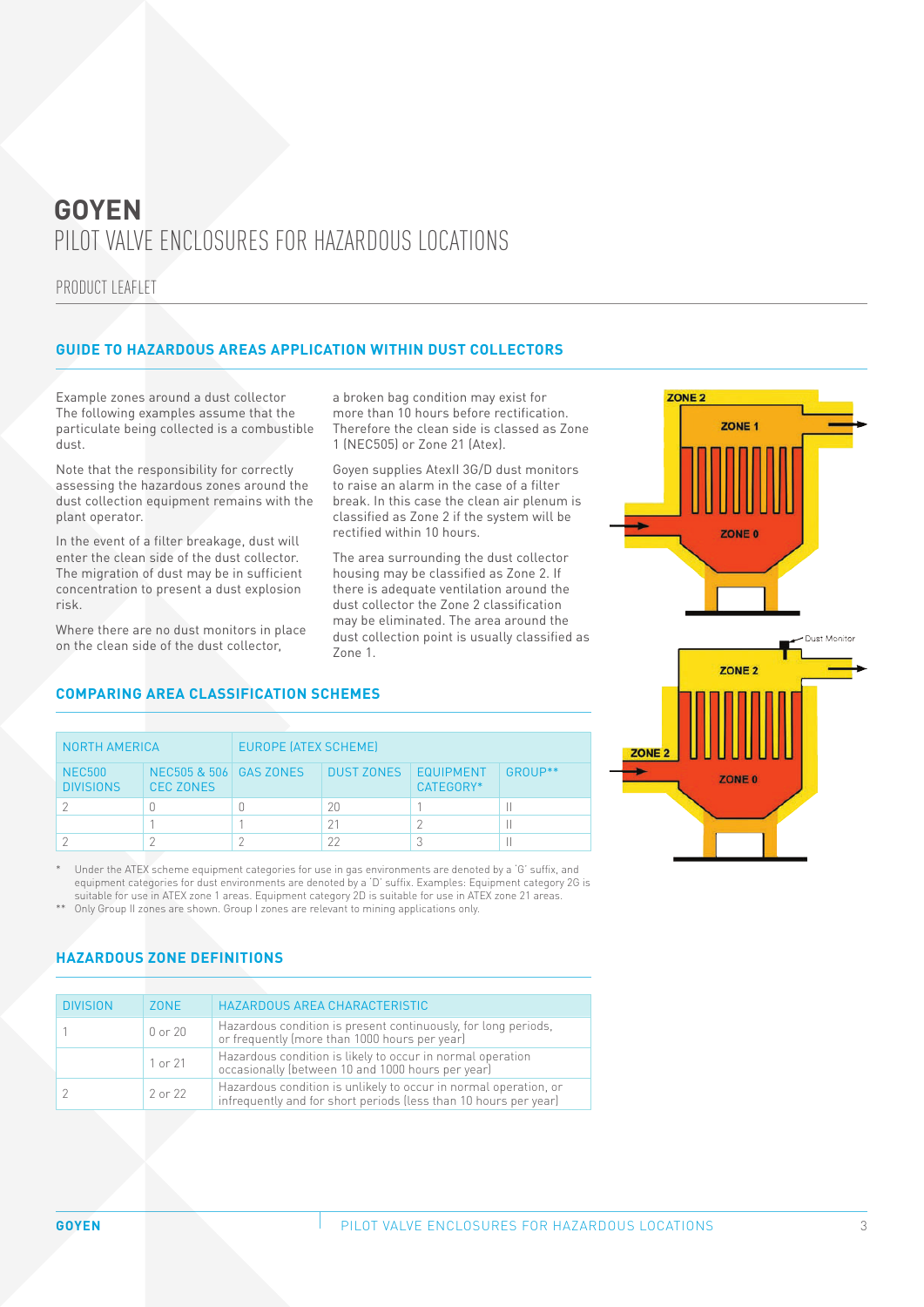# GOYEN
PILOT VALVE ENCLOSURES FOR HAZARDOUS LOCATIONS

PRODUCT LEAFLET

## GUIDE TO HAZARDOUS AREAS APPLICATION WITHIN DUST COLLECTORS

Example zones around a dust collector
The following examples assume that the particulate being collected is a combustible dust.

Note that the responsibility for correctly assessing the hazardous zones around the dust collection equipment remains with the plant operator.

In the event of a filter breakage, dust will enter the clean side of the dust collector. The migration of dust may be in sufficient concentration to present a dust explosion risk.

Where there are no dust monitors in place on the clean side of the dust collector, a broken bag condition may exist for more than 10 hours before rectification. Therefore the clean side is classed as Zone 1 (NEC505) or Zone 21 (Atex).

Goyen supplies AtexII 3G/D dust monitors to raise an alarm in the case of a filter break. In this case the clean air plenum is classified as Zone 2 if the system will be rectified within 10 hours.

The area surrounding the dust collector housing may be classified as Zone 2. If there is adequate ventilation around the dust collector the Zone 2 classification may be eliminated. The area around the dust collection point is usually classified as Zone 1.

ZONE 2

ZONE 1

ZONE 0

Dust Monitor

ZONE 2

ZONE 2

ZONE 0

## COMPARING AREA CLASSIFICATION SCHEMES

| NORTH AMERICA | | EUROPE (ATEX SCHEME) | | | |
|---|---|---|---|---|---|
| NEC500 DIVISIONS | NEC505 & 506 CEC ZONES | GAS ZONES | DUST ZONES | EQUIPMENT CATEGORY* | GROUP** |
| 2 | 0 | 0 | 20 | 1 | II |
| | 1 | 1 | 21 | 2 | II |
| 2 | 2 | 2 | 22 | 3 | II |

\* Under the ATEX scheme equipment categories for use in gas environments are denoted by a 'G' suffix, and equipment categories for dust environments are denoted by a 'D' suffix. Examples: Equipment category 2G is suitable for use in ATEX zone 1 areas. Equipment category 2D is suitable for use in ATEX zone 21 areas.

\*\* Only Group II zones are shown. Group I zones are relevant to mining applications only.

## HAZARDOUS ZONE DEFINITIONS

| DIVISION | ZONE | HAZARDOUS AREA CHARACTERISTIC |
|---|---|---|
| 1 | 0 or 20 | Hazardous condition is present continuously, for long periods, or frequently (more than 1000 hours per year) |
| | 1 or 21 | Hazardous condition is likely to occur in normal operation occasionally (between 10 and 1000 hours per year) |
| 2 | 2 or 22 | Hazardous condition is unlikely to occur in normal operation, or infrequently and for short periods (less than 10 hours per year) |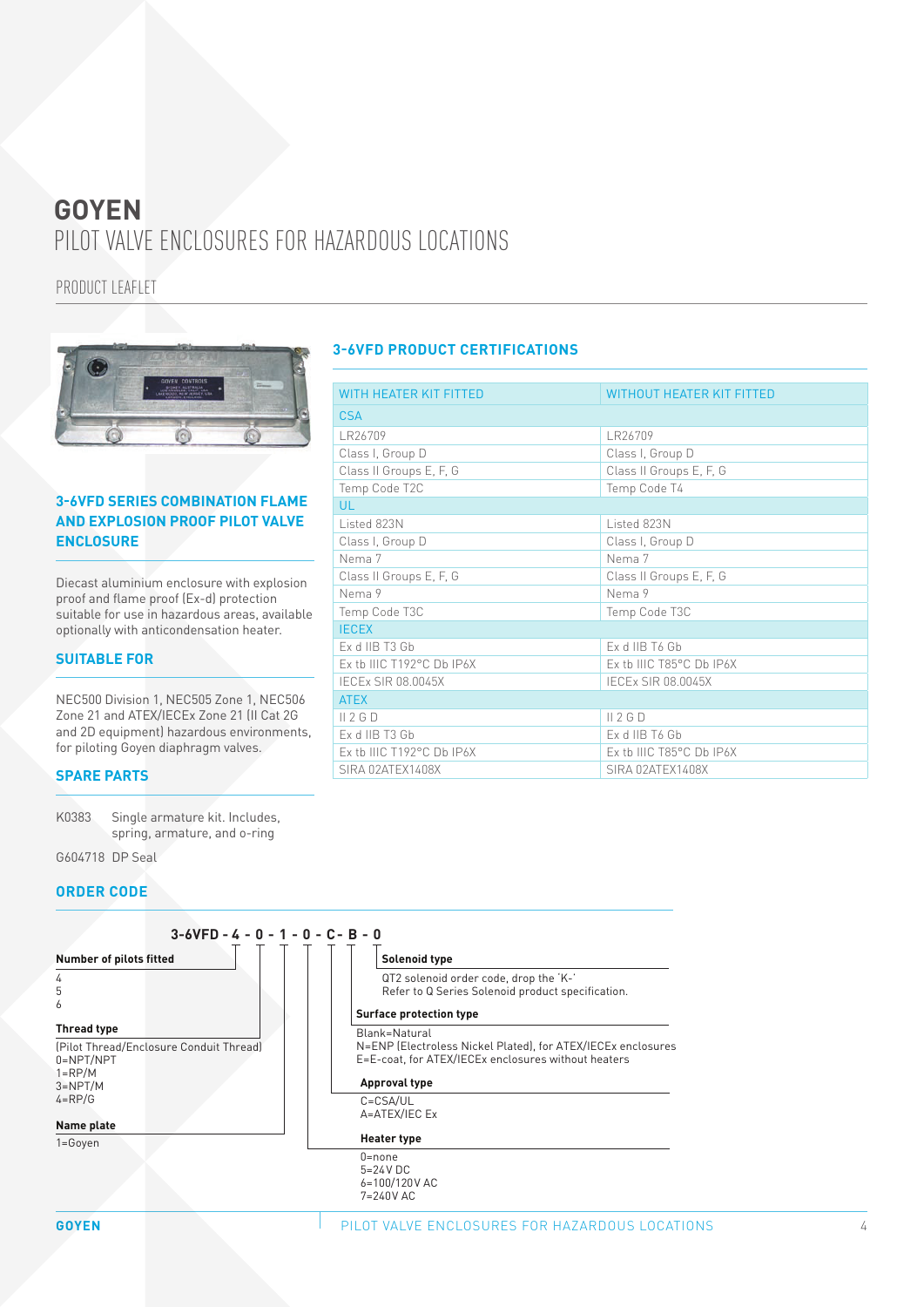# GOYEN

PILOT VALVE ENCLOSURES FOR HAZARDOUS LOCATIONS

PRODUCT LEAFLET

## 3-6VFD SERIES COMBINATION FLAME AND EXPLOSION PROOF PILOT VALVE ENCLOSURE

Diecast aluminium enclosure with explosion proof and flame proof (Ex-d) protection suitable for use in hazardous areas, available optionally with anticondensation heater.

## SUITABLE FOR

NEC500 Division 1, NEC505 Zone 1, NEC506 Zone 21 and ATEX/IECEx Zone 21 (II Cat 2G and 2D equipment) hazardous environments, for piloting Goyen diaphragm valves.

## SPARE PARTS

K0383 Single armature kit. Includes, spring, armature, and o-ring

G604718 DP Seal

## 3-6VFD PRODUCT CERTIFICATIONS

| WITH HEATER KIT FITTED | WITHOUT HEATER KIT FITTED |
|---|---|
| CSA | |
| LR26709 | LR26709 |
| Class I, Group D | Class I, Group D |
| Class II Groups E, F, G | Class II Groups E, F, G |
| Temp Code T2C | Temp Code T4 |
| UL | |
| Listed 823N | Listed 823N |
| Class I, Group D | Class I, Group D |
| Nema 7 | Nema 7 |
| Class II Groups E, F, G | Class II Groups E, F, G |
| Nema 9 | Nema 9 |
| Temp Code T3C | Temp Code T3C |
| IECEX | |
| Ex d IIB T3 Gb | Ex d IIB T6 Gb |
| Ex tb IIIC T192°C Db IP6X | Ex tb IIIC T85°C Db IP6X |
| IECEx SIR 08.0045X | IECEx SIR 08.0045X |
| ATEX | |
| II 2 G D | II 2 G D |
| Ex d IIB T3 Gb | Ex d IIB T6 Gb |
| Ex tb IIIC T192°C Db IP6X | Ex tb IIIC T85°C Db IP6X |
| SIRA 02ATEX1408X | SIRA 02ATEX1408X |

## ORDER CODE

**3-6VFD - 4 - 0 - 1 - 0 - C - B - 0**

**Number of pilots fitted**
4
5
6

**Thread type**
(Pilot Thread/Enclosure Conduit Thread)
0=NPT/NPT
1=RP/M
3=NPT/M
4=RP/G

**Name plate**
1=Goyen

**Solenoid type**
QT2 solenoid order code, drop the 'K-'
Refer to Q Series Solenoid product specification.

**Surface protection type**
Blank=Natural
N=ENP (Electroless Nickel Plated), for ATEX/IECEx enclosures
E=E-coat, for ATEX/IECEx enclosures without heaters

**Approval type**
C=CSA/UL
A=ATEX/IEC Ex

**Heater type**
0=none
5=24V DC
6=100/120V AC
7=240V AC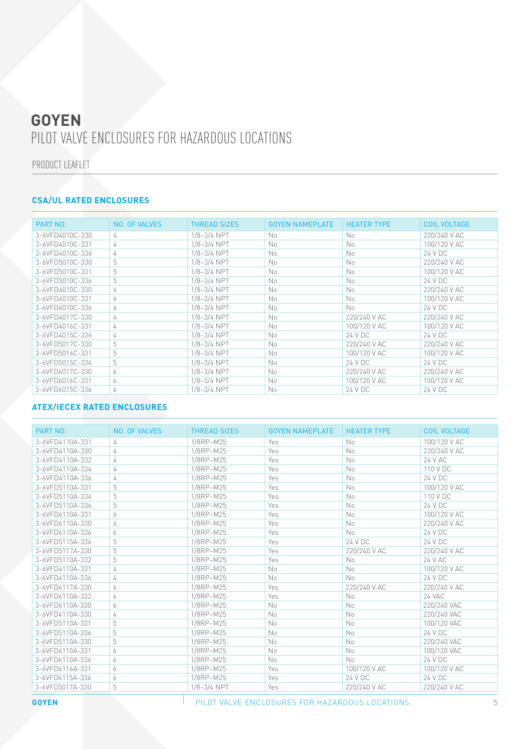# GOYEN

PILOT VALVE ENCLOSURES FOR HAZARDOUS LOCATIONS

PRODUCT LEAFLET

### CSA/UL RATED ENCLOSURES

| PART NO. | NO. OF VALVES | THREAD SIZES | GOYEN NAMEPLATE | HEATER TYPE | COIL VOLTAGE |
|---|---|---|---|---|---|
| 3-6VFD4010C-330 | 4 | 1/8–3/4 NPT | No | No | 220/240 V AC |
| 3-6VFD4010C-331 | 4 | 1/8–3/4 NPT | No | No | 100/120 V AC |
| 3-6VFD4010C-336 | 4 | 1/8–3/4 NPT | No | No | 24 V DC |
| 3-6VFD5010C-330 | 5 | 1/8–3/4 NPT | No | No | 220/240 V AC |
| 3-6VFD5010C-331 | 5 | 1/8–3/4 NPT | No | No | 100/120 V AC |
| 3-6VFD5010C-336 | 5 | 1/8–3/4 NPT | No | No | 24 V DC |
| 3-6VFD6010C-330 | 6 | 1/8–3/4 NPT | No | No | 220/240 V AC |
| 3-6VFD6010C-331 | 6 | 1/8–3/4 NPT | No | No | 100/120 V AC |
| 3-6VFD6010C-336 | 6 | 1/8–3/4 NPT | No | No | 24 V DC |
| 3-6VFD4017C-330 | 4 | 1/8–3/4 NPT | No | 220/240 V AC | 220/240 V AC |
| 3-6VFD4016C-331 | 4 | 1/8–3/4 NPT | No | 100/120 V AC | 100/120 V AC |
| 3-6VFD4015C-336 | 4 | 1/8–3/4 NPT | No | 24 V DC | 24 V DC |
| 3-6VFD5017C-330 | 5 | 1/8–3/4 NPT | No | 220/240 V AC | 220/240 V AC |
| 3-6VFD5016C-331 | 5 | 1/8–3/4 NPT | No | 100/120 V AC | 100/120 V AC |
| 3-6VFD5015C-336 | 5 | 1/8–3/4 NPT | No | 24 V DC | 24 V DC |
| 3-6VFD6017C-330 | 6 | 1/8–3/4 NPT | No | 220/240 V AC | 220/240 V AC |
| 3-6VFD6016C-331 | 6 | 1/8–3/4 NPT | No | 100/120 V AC | 100/120 V AC |
| 3-6VFD6015C-336 | 6 | 1/8–3/4 NPT | No | 24 V DC | 24 V DC |

### ATEX/IECEX RATED ENCLOSURES

| PART NO. | NO. OF VALVES | THREAD SIZES | GOYEN NAMEPLATE | HEATER TYPE | COIL VOLTAGE |
|---|---|---|---|---|---|
| 3-6VFD4110A-331 | 4 | 1/8RP–M25 | Yes | No | 100/120 V AC |
| 3-6VFD4110A-330 | 4 | 1/8RP–M25 | Yes | No | 220/240 V AC |
| 3-6VFD4110A-332 | 4 | 1/8RP–M25 | Yes | No | 24 V AC |
| 3-6VFD4110A-334 | 4 | 1/8RP–M25 | Yes | No | 110 V DC |
| 3-6VFD4110A-336 | 4 | 1/8RP–M25 | Yes | No | 24 V DC |
| 3-6VFD5110A-331 | 5 | 1/8RP–M25 | Yes | No | 100/120 V AC |
| 3-6VFD5110A-334 | 5 | 1/8RP–M25 | Yes | No | 110 V DC |
| 3-6VFD5110A-336 | 5 | 1/8RP–M25 | Yes | No | 24 V DC |
| 3-6VFD6110A-331 | 6 | 1/8RP–M25 | Yes | No | 100/120 V AC |
| 3-6VFD6110A-330 | 6 | 1/8RP–M25 | Yes | No | 220/240 V AC |
| 3-6VFD6110A-336 | 6 | 1/8RP–M25 | Yes | No | 24 V DC |
| 3-6VFD5115A-336 | 5 | 1/8RP–M25 | Yes | 24 V DC | 24 V DC |
| 3-6VFD5117A-330 | 5 | 1/8RP–M25 | Yes | 220/240 V AC | 220/240 V AC |
| 3-6VFD5110A-332 | 5 | 1/8RP–M25 | Yes | No | 24 V AC |
| 3-6VFD4110A-331 | 4 | 1/8RP–M25 | No | No | 100/120 V AC |
| 3-6VFD4110A-336 | 4 | 1/8RP–M25 | No | No | 24 V DC |
| 3-6VFD6117A-330 | 6 | 1/8RP–M25 | Yes | 220/240 V AC | 220/240 V AC |
| 3-6VFD6110A-332 | 6 | 1/8RP–M25 | Yes | No | 24 VAC |
| 3-6VFD6110A-330 | 6 | 1/8RP–M25 | No | No | 220/240 VAC |
| 3-6VFD4110A-330 | 4 | 1/8RP–M25 | No | No | 220/240 VAC |
| 3-6VFD5110A-331 | 5 | 1/8RP–M25 | No | No | 100/120 VAC |
| 3-6VFD5110A-336 | 5 | 1/8RP–M25 | No | No | 24 V DC |
| 3-6VFD5110A-330 | 5 | 1/8RP–M25 | No | No | 220/240 VAC |
| 3-6VFD6110A-331 | 6 | 1/8RP–M25 | No | No | 100/120 VAC |
| 3-6VFD6110A-336 | 6 | 1/8RP–M25 | No | No | 24 V DC |
| 3-6VFD6116A-331 | 6 | 1/8RP–M25 | Yes | 100/120 V AC | 100/120 V AC |
| 3-6VFD6115A-336 | 6 | 1/8RP–M25 | Yes | 24 V DC | 24 V DC |
| 3-6VFD5017A-330 | 5 | 1/8–3/4 NPT | Yes | 220/240 V AC | 220/240 V AC |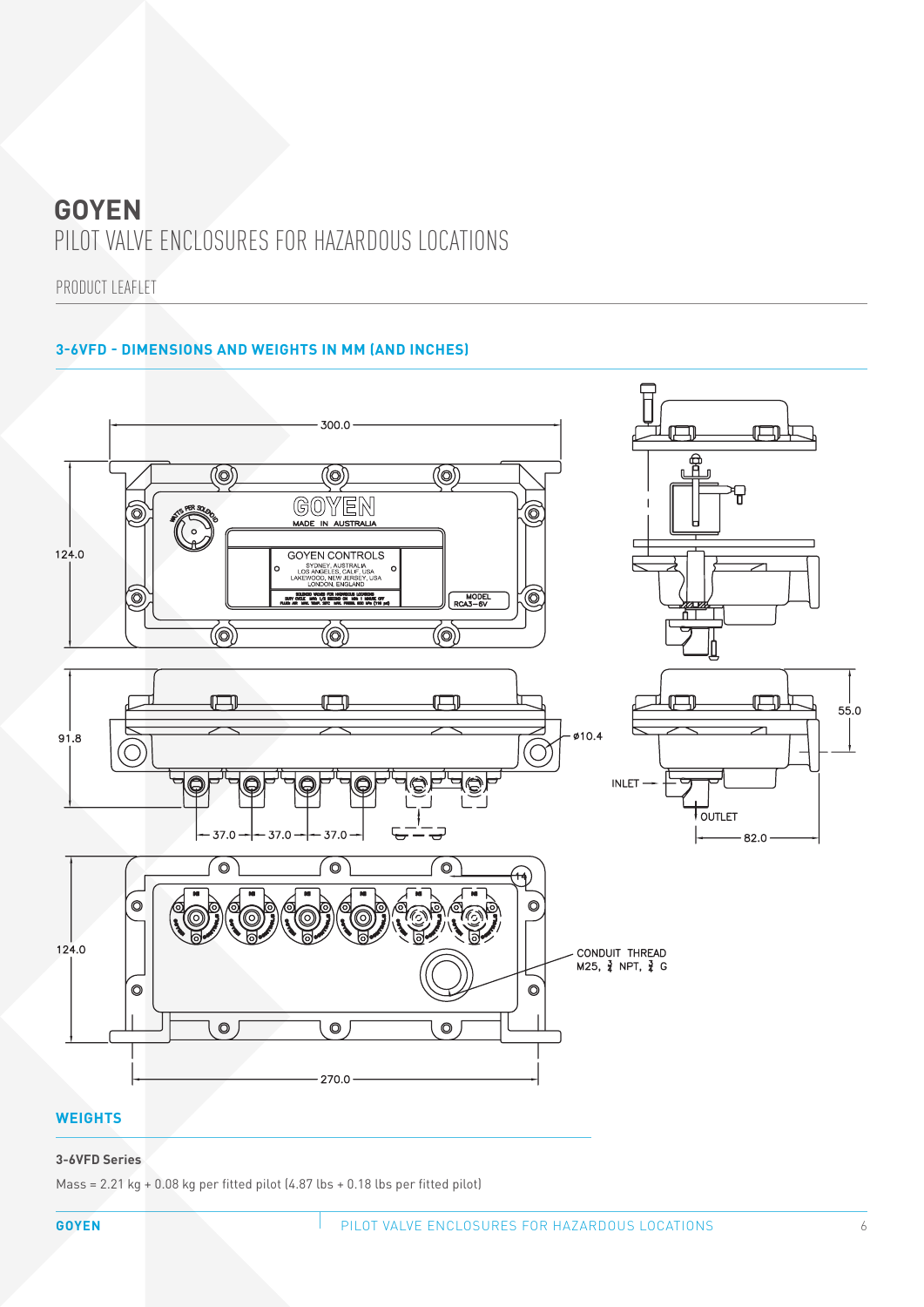# GOYEN

PILOT VALVE ENCLOSURES FOR HAZARDOUS LOCATIONS

PRODUCT LEAFLET

## 3-6VFD - DIMENSIONS AND WEIGHTS IN MM (AND INCHES)

300.0

124.0

GOYEN

MADE IN AUSTRALIA

GOYEN CONTROLS

SYDNEY, AUSTRALIA
LOS ANGELES, CALIF. USA
LAKEWOOD, NEW JERSEY, USA
LONDON, ENGLAND

MODEL
RCA3-6V

91.8

ø10.4

37.0 — 37.0 — 37.0

55.0

INLET

OUTLET

82.0

124.0

CONDUIT THREAD
M25, ¾ NPT, ¾ G

270.0

## WEIGHTS

**3-6VFD Series**

Mass = 2.21 kg + 0.08 kg per fitted pilot (4.87 lbs + 0.18 lbs per fitted pilot)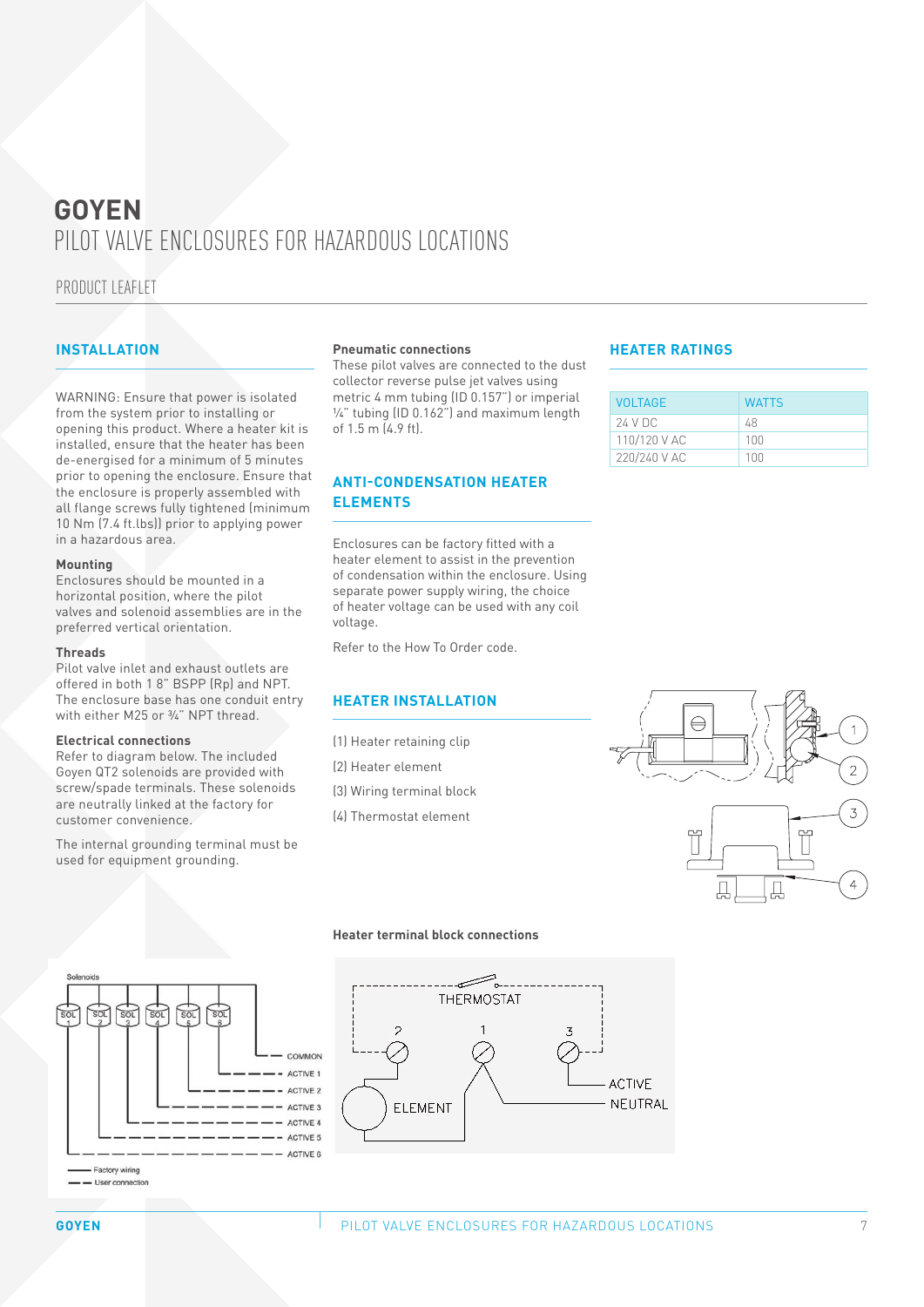# GOYEN

PILOT VALVE ENCLOSURES FOR HAZARDOUS LOCATIONS

PRODUCT LEAFLET

## INSTALLATION

WARNING: Ensure that power is isolated from the system prior to installing or opening this product. Where a heater kit is installed, ensure that the heater has been de-energised for a minimum of 5 minutes prior to opening the enclosure. Ensure that the enclosure is properly assembled with all flange screws fully tightened (minimum 10 Nm (7.4 ft.lbs)) prior to applying power in a hazardous area.

### Mounting

Enclosures should be mounted in a horizontal position, where the pilot valves and solenoid assemblies are in the preferred vertical orientation.

### Threads

Pilot valve inlet and exhaust outlets are offered in both 1 8" BSPP (Rp) and NPT. The enclosure base has one conduit entry with either M25 or ¾" NPT thread.

### Electrical connections

Refer to diagram below. The included Goyen QT2 solenoids are provided with screw/spade terminals. These solenoids are neutrally linked at the factory for customer convenience.

The internal grounding terminal must be used for equipment grounding.

Solenoids

SOL 1, SOL 2, SOL 3, SOL 4, SOL 5, SOL 6

COMMON, ACTIVE 1, ACTIVE 2, ACTIVE 3, ACTIVE 4, ACTIVE 5, ACTIVE 6

Factory wiring

User connection

### Pneumatic connections

These pilot valves are connected to the dust collector reverse pulse jet valves using metric 4 mm tubing (ID 0.157") or imperial ¼" tubing (ID 0.162") and maximum length of 1.5 m (4.9 ft).

## ANTI-CONDENSATION HEATER ELEMENTS

Enclosures can be factory fitted with a heater element to assist in the prevention of condensation within the enclosure. Using separate power supply wiring, the choice of heater voltage can be used with any coil voltage.

Refer to the How To Order code.

## HEATER INSTALLATION

(1) Heater retaining clip

(2) Heater element

(3) Wiring terminal block

(4) Thermostat element

## HEATER RATINGS

| VOLTAGE | WATTS |
| --- | --- |
| 24 V DC | 48 |
| 110/120 V AC | 100 |
| 220/240 V AC | 100 |

### Heater terminal block connections

THERMOSTAT

2, 1, 3

ELEMENT

ACTIVE

NEUTRAL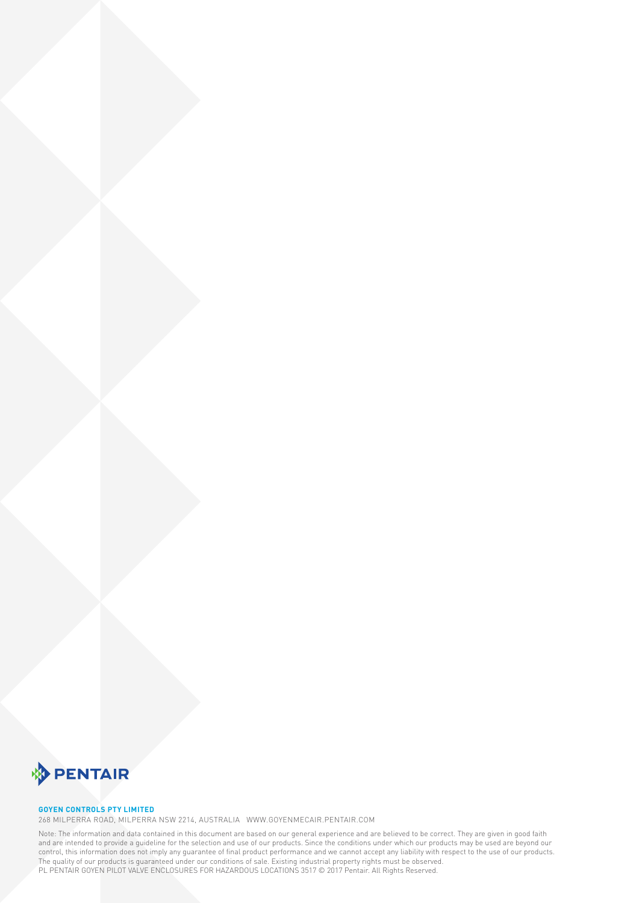PENTAIR

**GOYEN CONTROLS PTY LIMITED**

268 MILPERRA ROAD, MILPERRA NSW 2214, AUSTRALIA WWW.GOYENMECAIR.PENTAIR.COM

Note: The information and data contained in this document are based on our general experience and are believed to be correct. They are given in good faith and are intended to provide a guideline for the selection and use of our products. Since the conditions under which our products may be used are beyond our control, this information does not imply any guarantee of final product performance and we cannot accept any liability with respect to the use of our products. The quality of our products is guaranteed under our conditions of sale. Existing industrial property rights must be observed.

PL PENTAIR GOYEN PILOT VALVE ENCLOSURES FOR HAZARDOUS LOCATIONS 3517 © 2017 Pentair. All Rights Reserved.